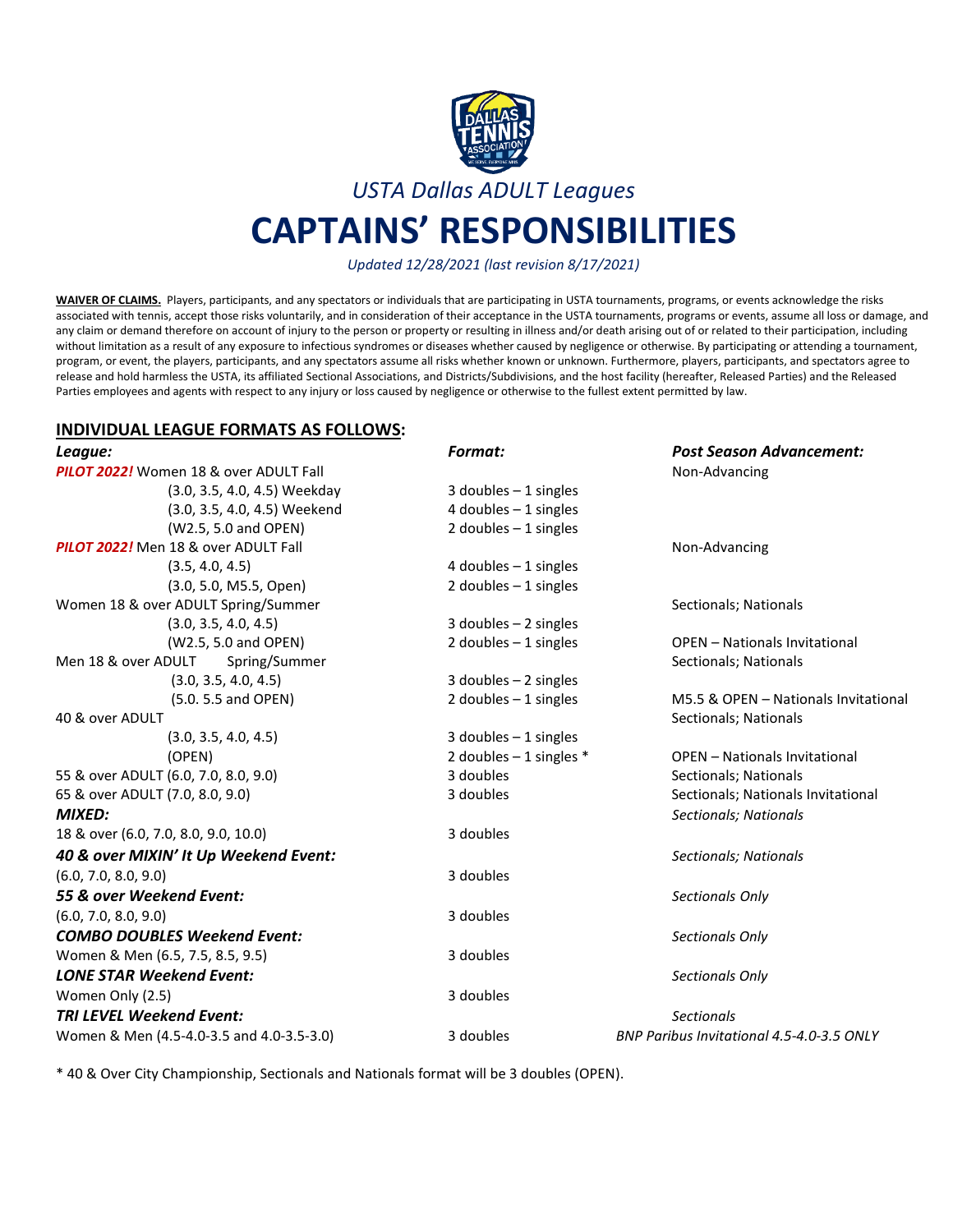*USTA Dallas ADULT Leagues*

# CAPTAINS' RESPONSIBILITIES

*Updated 12/28/2021 (last revision 8/17/2021)*

**WAIVER OF CLAIMS.** Players, participants, and any spectators or individuals that are participating in USTA tournaments, programs, or events acknowledge the risks associated with tennis, accept those risks voluntarily, and in consideration of their acceptance in the USTA tournaments, programs or events, assume all loss or damage, and any claim or demand therefore on account of injury to the person or property or resulting in illness and/or death arising out of or related to their participation, including without limitation as a result of any exposure to infectious syndromes or diseases whether caused by negligence or otherwise. By participating or attending a tournament, program, or event, the players, participants, and any spectators assume all risks whether known or unknown. Furthermore, players, participants, and spectators agree to release and hold harmless the USTA, its affiliated Sectional Associations, and Districts/Subdivisions, and the host facility (hereafter, Released Parties) and the Released Parties employees and agents with respect to any injury or loss caused by negligence or otherwise to the fullest extent permitted by law.

## INDIVIDUAL LEAGUE FORMATS AS FOLLOWS:

| *League:* | *Format:* | *Post Season Advancement:* |
|---|---|---|
| ***PILOT 2022!*** Women 18 & over ADULT Fall | | Non-Advancing |
| (3.0, 3.5, 4.0, 4.5) Weekday | 3 doubles – 1 singles | |
| (3.0, 3.5, 4.0, 4.5) Weekend | 4 doubles – 1 singles | |
| (W2.5, 5.0 and OPEN) | 2 doubles – 1 singles | |
| ***PILOT 2022!*** Men 18 & over ADULT Fall | | Non-Advancing |
| (3.5, 4.0, 4.5) | 4 doubles – 1 singles | |
| (3.0, 5.0, M5.5, Open) | 2 doubles – 1 singles | |
| Women 18 & over ADULT Spring/Summer | | Sectionals; Nationals |
| (3.0, 3.5, 4.0, 4.5) | 3 doubles – 2 singles | |
| (W2.5, 5.0 and OPEN) | 2 doubles – 1 singles | OPEN – Nationals Invitational |
| Men 18 & over ADULT Spring/Summer | | Sectionals; Nationals |
| (3.0, 3.5, 4.0, 4.5) | 3 doubles – 2 singles | |
| (5.0. 5.5 and OPEN) | 2 doubles – 1 singles | M5.5 & OPEN – Nationals Invitational |
| 40 & over ADULT | | Sectionals; Nationals |
| (3.0, 3.5, 4.0, 4.5) | 3 doubles – 1 singles | |
| (OPEN) | 2 doubles – 1 singles * | OPEN – Nationals Invitational |
| 55 & over ADULT (6.0, 7.0, 8.0, 9.0) | 3 doubles | Sectionals; Nationals |
| 65 & over ADULT (7.0, 8.0, 9.0) | 3 doubles | Sectionals; Nationals Invitational |
| ***MIXED:*** | | *Sectionals; Nationals* |
| 18 & over (6.0, 7.0, 8.0, 9.0, 10.0) | 3 doubles | |
| ***40 & over MIXIN' It Up Weekend Event:*** | | *Sectionals; Nationals* |
| (6.0, 7.0, 8.0, 9.0) | 3 doubles | |
| ***55 & over Weekend Event:*** | | *Sectionals Only* |
| (6.0, 7.0, 8.0, 9.0) | 3 doubles | |
| ***COMBO DOUBLES Weekend Event:*** | | *Sectionals Only* |
| Women & Men (6.5, 7.5, 8.5, 9.5) | 3 doubles | |
| ***LONE STAR Weekend Event:*** | | *Sectionals Only* |
| Women Only (2.5) | 3 doubles | |
| ***TRI LEVEL Weekend Event:*** | | *Sectionals* |
| Women & Men (4.5-4.0-3.5 and 4.0-3.5-3.0) | 3 doubles | *BNP Paribus Invitational 4.5-4.0-3.5 ONLY* |

* 40 & Over City Championship, Sectionals and Nationals format will be 3 doubles (OPEN).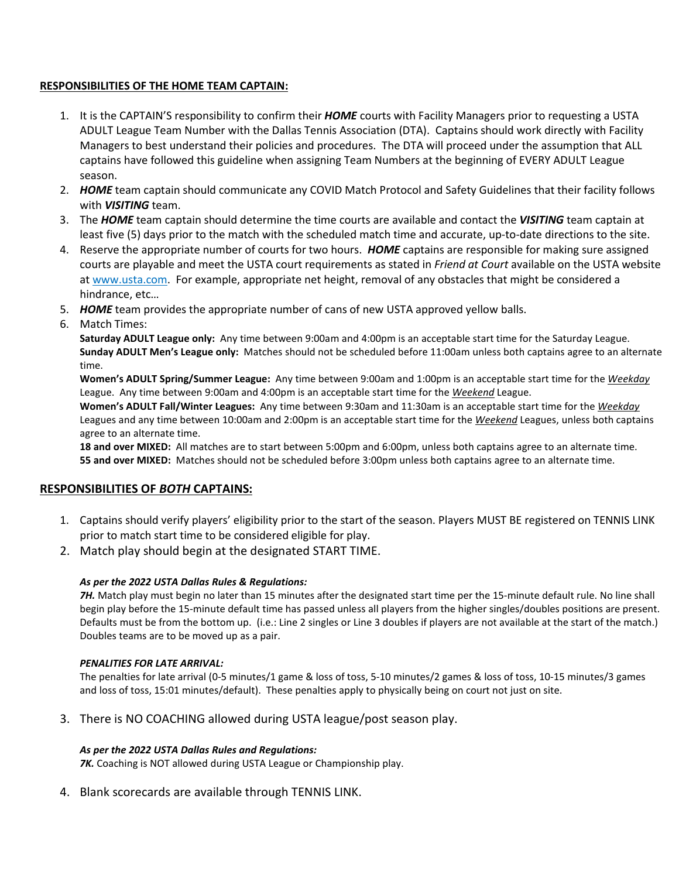**RESPONSIBILITIES OF THE HOME TEAM CAPTAIN:**

1. It is the CAPTAIN'S responsibility to confirm their ***HOME*** courts with Facility Managers prior to requesting a USTA ADULT League Team Number with the Dallas Tennis Association (DTA). Captains should work directly with Facility Managers to best understand their policies and procedures. The DTA will proceed under the assumption that ALL captains have followed this guideline when assigning Team Numbers at the beginning of EVERY ADULT League season.
2. ***HOME*** team captain should communicate any COVID Match Protocol and Safety Guidelines that their facility follows with ***VISITING*** team.
3. The ***HOME*** team captain should determine the time courts are available and contact the ***VISITING*** team captain at least five (5) days prior to the match with the scheduled match time and accurate, up-to-date directions to the site.
4. Reserve the appropriate number of courts for two hours. ***HOME*** captains are responsible for making sure assigned courts are playable and meet the USTA court requirements as stated in *Friend at Court* available on the USTA website at [www.usta.com](www.usta.com). For example, appropriate net height, removal of any obstacles that might be considered a hindrance, etc…
5. ***HOME*** team provides the appropriate number of cans of new USTA approved yellow balls.
6. Match Times:

   **Saturday ADULT League only:** Any time between 9:00am and 4:00pm is an acceptable start time for the Saturday League.
   **Sunday ADULT Men's League only:** Matches should not be scheduled before 11:00am unless both captains agree to an alternate time.
   **Women's ADULT Spring/Summer League:** Any time between 9:00am and 1:00pm is an acceptable start time for the *Weekday* League. Any time between 9:00am and 4:00pm is an acceptable start time for the *Weekend* League.
   **Women's ADULT Fall/Winter Leagues:** Any time between 9:30am and 11:30am is an acceptable start time for the *Weekday* Leagues and any time between 10:00am and 2:00pm is an acceptable start time for the *Weekend* Leagues, unless both captains agree to an alternate time.
   **18 and over MIXED:** All matches are to start between 5:00pm and 6:00pm, unless both captains agree to an alternate time.
   **55 and over MIXED:** Matches should not be scheduled before 3:00pm unless both captains agree to an alternate time.

## RESPONSIBILITIES OF *BOTH* CAPTAINS:

1. Captains should verify players' eligibility prior to the start of the season. Players MUST BE registered on TENNIS LINK prior to match start time to be considered eligible for play.
2. Match play should begin at the designated START TIME.

   ***As per the 2022 USTA Dallas Rules & Regulations:***
   ***7H.*** Match play must begin no later than 15 minutes after the designated start time per the 15-minute default rule. No line shall begin play before the 15-minute default time has passed unless all players from the higher singles/doubles positions are present. Defaults must be from the bottom up. (i.e.: Line 2 singles or Line 3 doubles if players are not available at the start of the match.) Doubles teams are to be moved up as a pair.

   ***PENALITIES FOR LATE ARRIVAL:***
   The penalties for late arrival (0-5 minutes/1 game & loss of toss, 5-10 minutes/2 games & loss of toss, 10-15 minutes/3 games and loss of toss, 15:01 minutes/default). These penalties apply to physically being on court not just on site.

3. There is NO COACHING allowed during USTA league/post season play.

   ***As per the 2022 USTA Dallas Rules and Regulations:***
   ***7K.*** Coaching is NOT allowed during USTA League or Championship play.

4. Blank scorecards are available through TENNIS LINK.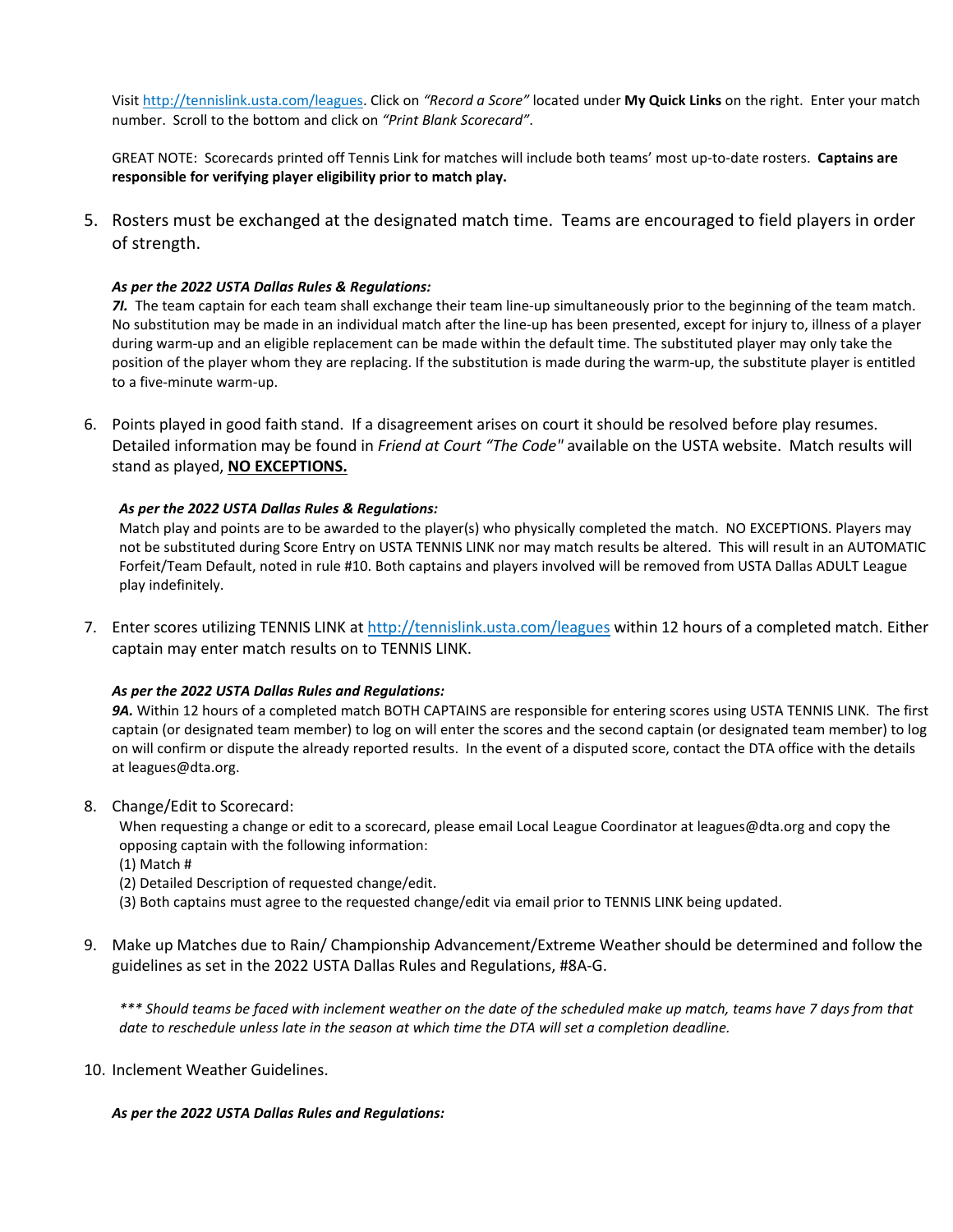Visit http://tennislink.usta.com/leagues. Click on *"Record a Score"* located under **My Quick Links** on the right. Enter your match number. Scroll to the bottom and click on *"Print Blank Scorecard"*.

GREAT NOTE: Scorecards printed off Tennis Link for matches will include both teams' most up-to-date rosters. **Captains are responsible for verifying player eligibility prior to match play.**

5. Rosters must be exchanged at the designated match time. Teams are encouraged to field players in order of strength.

   ***As per the 2022 USTA Dallas Rules & Regulations:***
   ***7I.*** The team captain for each team shall exchange their team line-up simultaneously prior to the beginning of the team match. No substitution may be made in an individual match after the line-up has been presented, except for injury to, illness of a player during warm-up and an eligible replacement can be made within the default time. The substituted player may only take the position of the player whom they are replacing. If the substitution is made during the warm-up, the substitute player is entitled to a five-minute warm-up.

6. Points played in good faith stand. If a disagreement arises on court it should be resolved before play resumes. Detailed information may be found in *Friend at Court "The Code"* available on the USTA website. Match results will stand as played, **NO EXCEPTIONS.**

   ***As per the 2022 USTA Dallas Rules & Regulations:***
   Match play and points are to be awarded to the player(s) who physically completed the match. NO EXCEPTIONS. Players may not be substituted during Score Entry on USTA TENNIS LINK nor may match results be altered. This will result in an AUTOMATIC Forfeit/Team Default, noted in rule #10. Both captains and players involved will be removed from USTA Dallas ADULT League play indefinitely.

7. Enter scores utilizing TENNIS LINK at http://tennislink.usta.com/leagues within 12 hours of a completed match. Either captain may enter match results on to TENNIS LINK.

   ***As per the 2022 USTA Dallas Rules and Regulations:***
   ***9A.*** Within 12 hours of a completed match BOTH CAPTAINS are responsible for entering scores using USTA TENNIS LINK. The first captain (or designated team member) to log on will enter the scores and the second captain (or designated team member) to log on will confirm or dispute the already reported results. In the event of a disputed score, contact the DTA office with the details at leagues@dta.org.

8. Change/Edit to Scorecard:
   When requesting a change or edit to a scorecard, please email Local League Coordinator at leagues@dta.org and copy the opposing captain with the following information:
   (1) Match #
   (2) Detailed Description of requested change/edit.
   (3) Both captains must agree to the requested change/edit via email prior to TENNIS LINK being updated.

9. Make up Matches due to Rain/ Championship Advancement/Extreme Weather should be determined and follow the guidelines as set in the 2022 USTA Dallas Rules and Regulations, #8A-G.

   *\*\*\* Should teams be faced with inclement weather on the date of the scheduled make up match, teams have 7 days from that date to reschedule unless late in the season at which time the DTA will set a completion deadline.*

10. Inclement Weather Guidelines.

    ***As per the 2022 USTA Dallas Rules and Regulations:***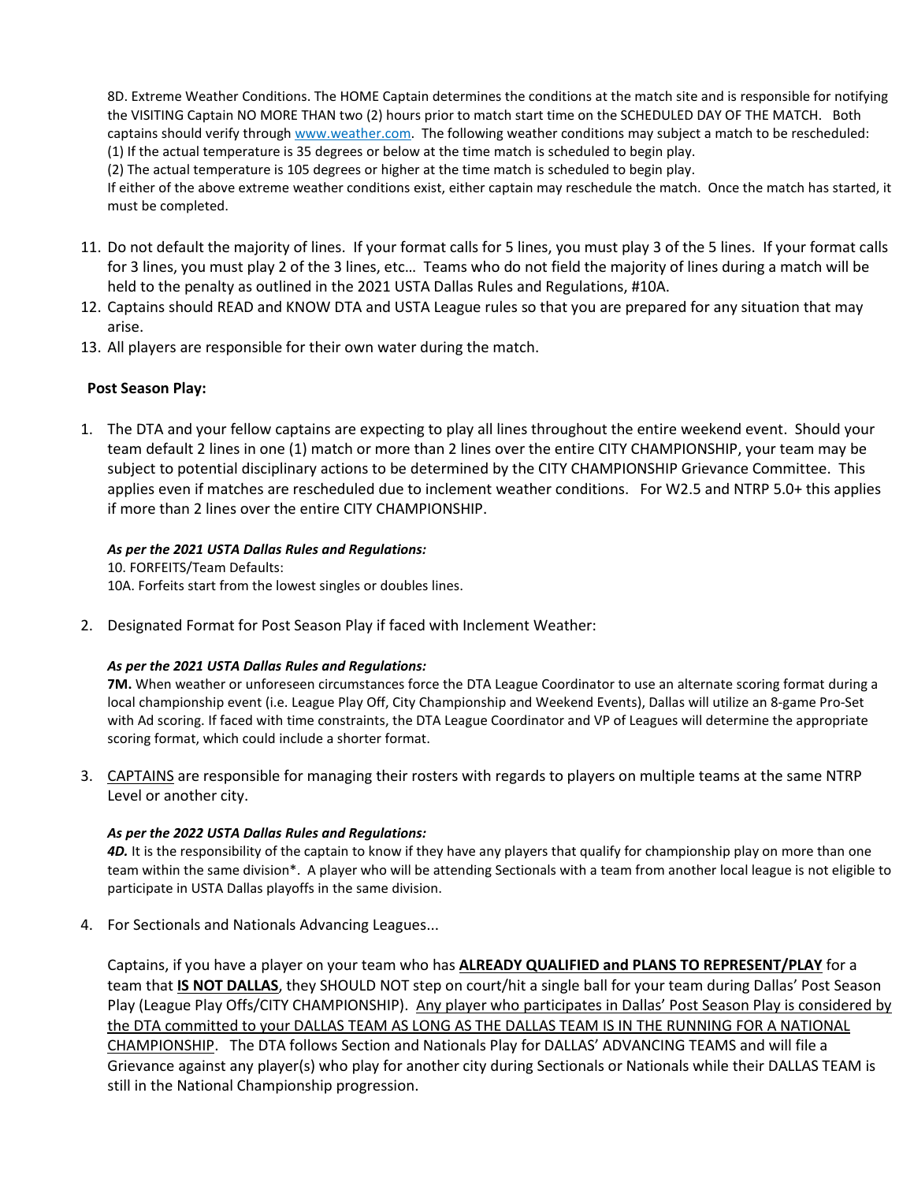8D. Extreme Weather Conditions. The HOME Captain determines the conditions at the match site and is responsible for notifying the VISITING Captain NO MORE THAN two (2) hours prior to match start time on the SCHEDULED DAY OF THE MATCH. Both captains should verify through [www.weather.com](http://www.weather.com). The following weather conditions may subject a match to be rescheduled:
(1) If the actual temperature is 35 degrees or below at the time match is scheduled to begin play.
(2) The actual temperature is 105 degrees or higher at the time match is scheduled to begin play.
If either of the above extreme weather conditions exist, either captain may reschedule the match. Once the match has started, it must be completed.

11. Do not default the majority of lines. If your format calls for 5 lines, you must play 3 of the 5 lines. If your format calls for 3 lines, you must play 2 of the 3 lines, etc… Teams who do not field the majority of lines during a match will be held to the penalty as outlined in the 2021 USTA Dallas Rules and Regulations, #10A.
12. Captains should READ and KNOW DTA and USTA League rules so that you are prepared for any situation that may arise.
13. All players are responsible for their own water during the match.

**Post Season Play:**

1. The DTA and your fellow captains are expecting to play all lines throughout the entire weekend event. Should your team default 2 lines in one (1) match or more than 2 lines over the entire CITY CHAMPIONSHIP, your team may be subject to potential disciplinary actions to be determined by the CITY CHAMPIONSHIP Grievance Committee. This applies even if matches are rescheduled due to inclement weather conditions. For W2.5 and NTRP 5.0+ this applies if more than 2 lines over the entire CITY CHAMPIONSHIP.

   ***As per the 2021 USTA Dallas Rules and Regulations:***
   10. FORFEITS/Team Defaults:
   10A. Forfeits start from the lowest singles or doubles lines.

2. Designated Format for Post Season Play if faced with Inclement Weather:

   ***As per the 2021 USTA Dallas Rules and Regulations:***
   **7M.** When weather or unforeseen circumstances force the DTA League Coordinator to use an alternate scoring format during a local championship event (i.e. League Play Off, City Championship and Weekend Events), Dallas will utilize an 8-game Pro-Set with Ad scoring. If faced with time constraints, the DTA League Coordinator and VP of Leagues will determine the appropriate scoring format, which could include a shorter format.

3. <u>CAPTAINS</u> are responsible for managing their rosters with regards to players on multiple teams at the same NTRP Level or another city.

   ***As per the 2022 USTA Dallas Rules and Regulations:***
   ***4D.*** It is the responsibility of the captain to know if they have any players that qualify for championship play on more than one team within the same division*. A player who will be attending Sectionals with a team from another local league is not eligible to participate in USTA Dallas playoffs in the same division.

4. For Sectionals and Nationals Advancing Leagues...

   Captains, if you have a player on your team who has **<u>ALREADY QUALIFIED and PLANS TO REPRESENT/PLAY</u>** for a team that **<u>IS NOT DALLAS</u>**, they SHOULD NOT step on court/hit a single ball for your team during Dallas' Post Season Play (League Play Offs/CITY CHAMPIONSHIP). <u>Any player who participates in Dallas' Post Season Play is considered by the DTA committed to your DALLAS TEAM AS LONG AS THE DALLAS TEAM IS IN THE RUNNING FOR A NATIONAL CHAMPIONSHIP</u>. The DTA follows Section and Nationals Play for DALLAS' ADVANCING TEAMS and will file a Grievance against any player(s) who play for another city during Sectionals or Nationals while their DALLAS TEAM is still in the National Championship progression.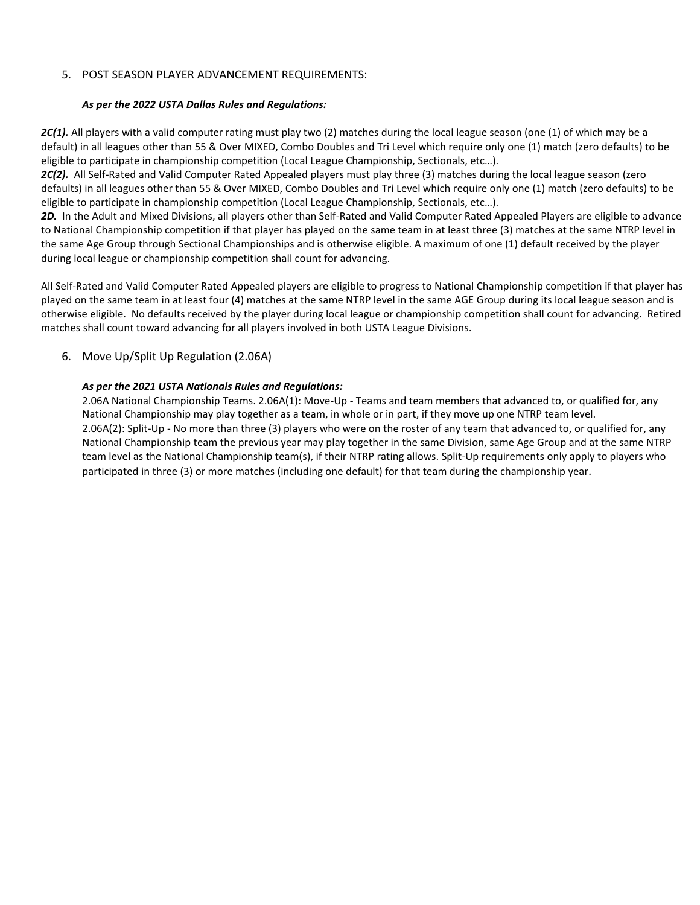5. POST SEASON PLAYER ADVANCEMENT REQUIREMENTS:

   ***As per the 2022 USTA Dallas Rules and Regulations:***

***2C(1).*** All players with a valid computer rating must play two (2) matches during the local league season (one (1) of which may be a default) in all leagues other than 55 & Over MIXED, Combo Doubles and Tri Level which require only one (1) match (zero defaults) to be eligible to participate in championship competition (Local League Championship, Sectionals, etc…).
***2C(2).*** All Self-Rated and Valid Computer Rated Appealed players must play three (3) matches during the local league season (zero defaults) in all leagues other than 55 & Over MIXED, Combo Doubles and Tri Level which require only one (1) match (zero defaults) to be eligible to participate in championship competition (Local League Championship, Sectionals, etc…).
***2D.*** In the Adult and Mixed Divisions, all players other than Self-Rated and Valid Computer Rated Appealed Players are eligible to advance to National Championship competition if that player has played on the same team in at least three (3) matches at the same NTRP level in the same Age Group through Sectional Championships and is otherwise eligible. A maximum of one (1) default received by the player during local league or championship competition shall count for advancing.

All Self-Rated and Valid Computer Rated Appealed players are eligible to progress to National Championship competition if that player has played on the same team in at least four (4) matches at the same NTRP level in the same AGE Group during its local league season and is otherwise eligible. No defaults received by the player during local league or championship competition shall count for advancing. Retired matches shall count toward advancing for all players involved in both USTA League Divisions.

6. Move Up/Split Up Regulation (2.06A)

   ***As per the 2021 USTA Nationals Rules and Regulations:***
   2.06A National Championship Teams. 2.06A(1): Move-Up - Teams and team members that advanced to, or qualified for, any National Championship may play together as a team, in whole or in part, if they move up one NTRP team level.
   2.06A(2): Split-Up - No more than three (3) players who were on the roster of any team that advanced to, or qualified for, any National Championship team the previous year may play together in the same Division, same Age Group and at the same NTRP team level as the National Championship team(s), if their NTRP rating allows. Split-Up requirements only apply to players who participated in three (3) or more matches (including one default) for that team during the championship year.